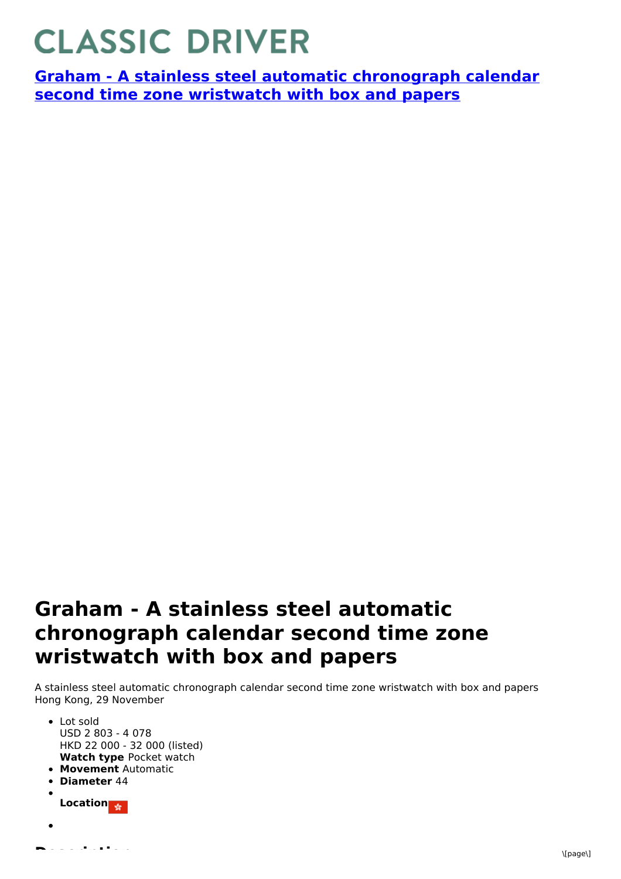# CLASSIC DRIVER

**[Graham - A stainless steel automatic chronograph calendar second time zone wristwatch with box and papers]()**

## Graham - A stainless steel automatic chronograph calendar second time zone wristwatch with box and papers

A stainless steel automatic chronograph calendar second time zone wristwatch with box and papers
Hong Kong, 29 November

- Lot sold
  USD 2 803 - 4 078
  HKD 22 000 - 32 000 (listed)
  **Watch type** Pocket watch
- **Movement** Automatic
- **Diameter** 44
- **Location**
-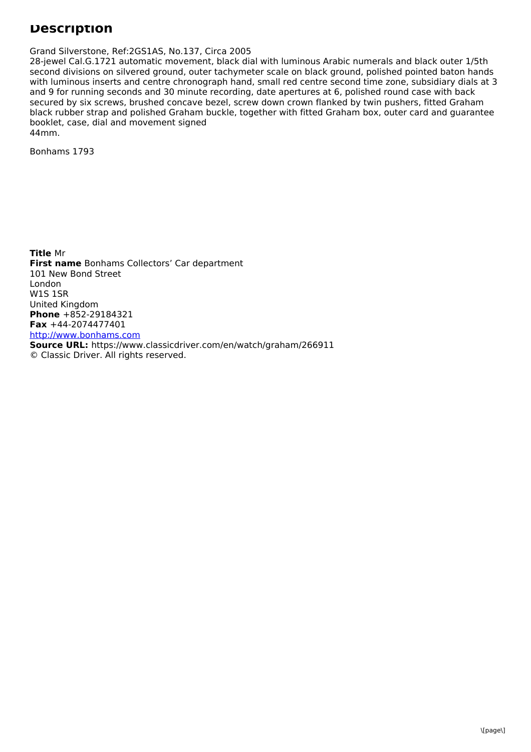## Description

Grand Silverstone, Ref:2GS1AS, No.137, Circa 2005
28-jewel Cal.G.1721 automatic movement, black dial with luminous Arabic numerals and black outer 1/5th second divisions on silvered ground, outer tachymeter scale on black ground, polished pointed baton hands with luminous inserts and centre chronograph hand, small red centre second time zone, subsidiary dials at 3 and 9 for running seconds and 30 minute recording, date apertures at 6, polished round case with back secured by six screws, brushed concave bezel, screw down crown flanked by twin pushers, fitted Graham black rubber strap and polished Graham buckle, together with fitted Graham box, outer card and guarantee booklet, case, dial and movement signed
44mm.

Bonhams 1793

**Title** Mr
**First name** Bonhams Collectors' Car department
101 New Bond Street
London
W1S 1SR
United Kingdom
**Phone** +852-29184321
**Fax** +44-2074477401
http://www.bonhams.com
**Source URL:** https://www.classicdriver.com/en/watch/graham/266911
© Classic Driver. All rights reserved.